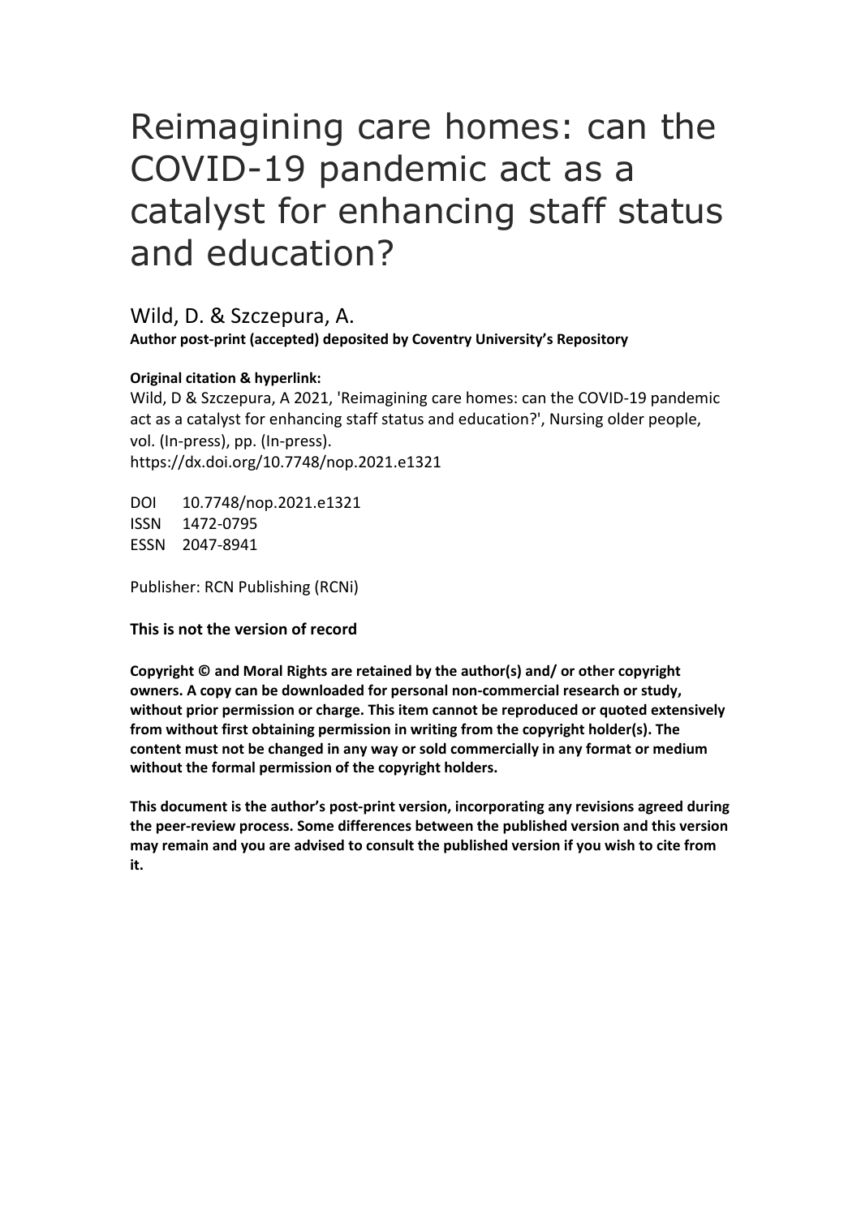# Reimagining care homes: can the COVID-19 pandemic act as a catalyst for enhancing staff status and education?

Wild, D. & Szczepura, A.

**Author post-print (accepted) deposited by Coventry University's Repository**

**Original citation & hyperlink:**

Wild, D & Szczepura, A 2021, 'Reimagining care homes: can the COVID-19 pandemic act as a catalyst for enhancing staff status and education?', Nursing older people, vol. (In-press), pp. (In-press).
https://dx.doi.org/10.7748/nop.2021.e1321

DOI 10.7748/nop.2021.e1321
ISSN 1472-0795
ESSN 2047-8941

Publisher: RCN Publishing (RCNi)

**This is not the version of record**

**Copyright © and Moral Rights are retained by the author(s) and/ or other copyright owners. A copy can be downloaded for personal non-commercial research or study, without prior permission or charge. This item cannot be reproduced or quoted extensively from without first obtaining permission in writing from the copyright holder(s). The content must not be changed in any way or sold commercially in any format or medium without the formal permission of the copyright holders.**

**This document is the author's post-print version, incorporating any revisions agreed during the peer-review process. Some differences between the published version and this version may remain and you are advised to consult the published version if you wish to cite from it.**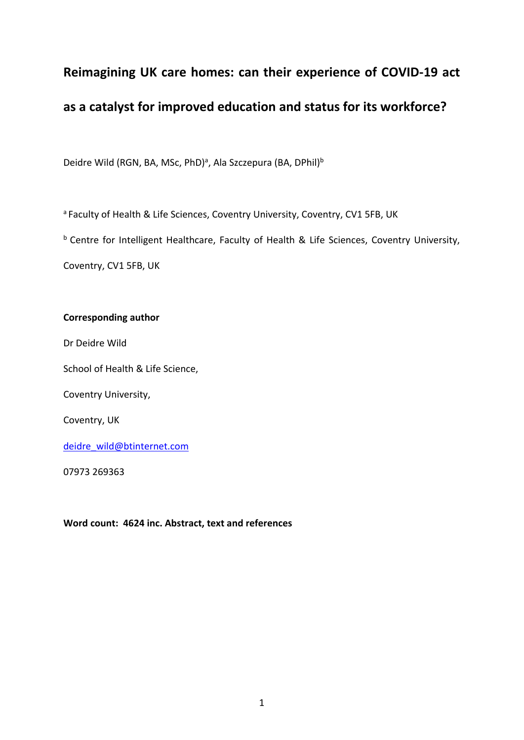# Reimagining UK care homes: can their experience of COVID-19 act as a catalyst for improved education and status for its workforce?

Deidre Wild (RGN, BA, MSc, PhD)[a], Ala Szczepura (BA, DPhil)[b]

[a] Faculty of Health & Life Sciences, Coventry University, Coventry, CV1 5FB, UK

[b] Centre for Intelligent Healthcare, Faculty of Health & Life Sciences, Coventry University, Coventry, CV1 5FB, UK

**Corresponding author**

Dr Deidre Wild

School of Health & Life Science,

Coventry University,

Coventry, UK

deidre_wild@btinternet.com

07973 269363

**Word count: 4624 inc. Abstract, text and references**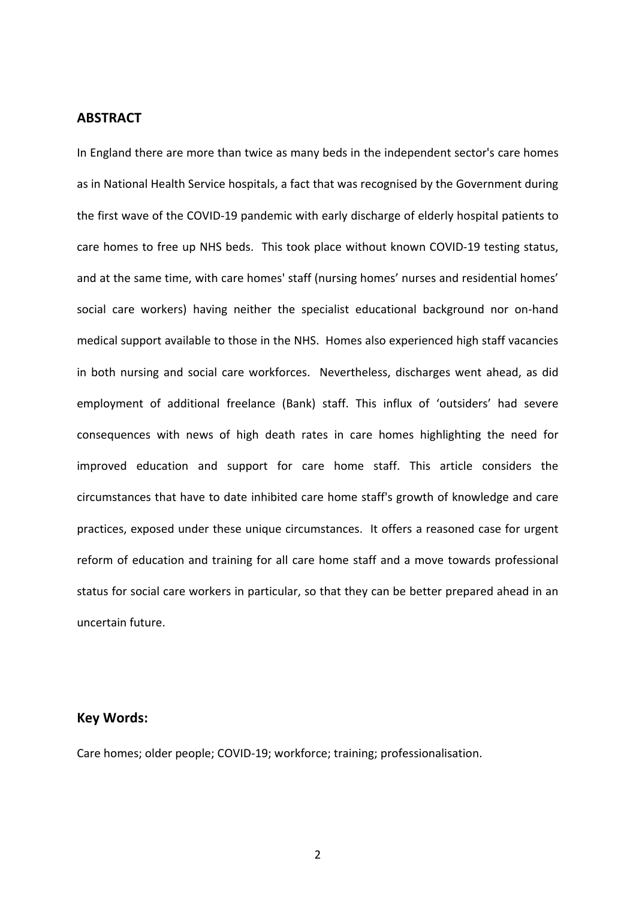## ABSTRACT

In England there are more than twice as many beds in the independent sector's care homes as in National Health Service hospitals, a fact that was recognised by the Government during the first wave of the COVID-19 pandemic with early discharge of elderly hospital patients to care homes to free up NHS beds. This took place without known COVID-19 testing status, and at the same time, with care homes' staff (nursing homes' nurses and residential homes' social care workers) having neither the specialist educational background nor on-hand medical support available to those in the NHS. Homes also experienced high staff vacancies in both nursing and social care workforces. Nevertheless, discharges went ahead, as did employment of additional freelance (Bank) staff. This influx of 'outsiders' had severe consequences with news of high death rates in care homes highlighting the need for improved education and support for care home staff. This article considers the circumstances that have to date inhibited care home staff's growth of knowledge and care practices, exposed under these unique circumstances. It offers a reasoned case for urgent reform of education and training for all care home staff and a move towards professional status for social care workers in particular, so that they can be better prepared ahead in an uncertain future.

## Key Words:

Care homes; older people; COVID-19; workforce; training; professionalisation.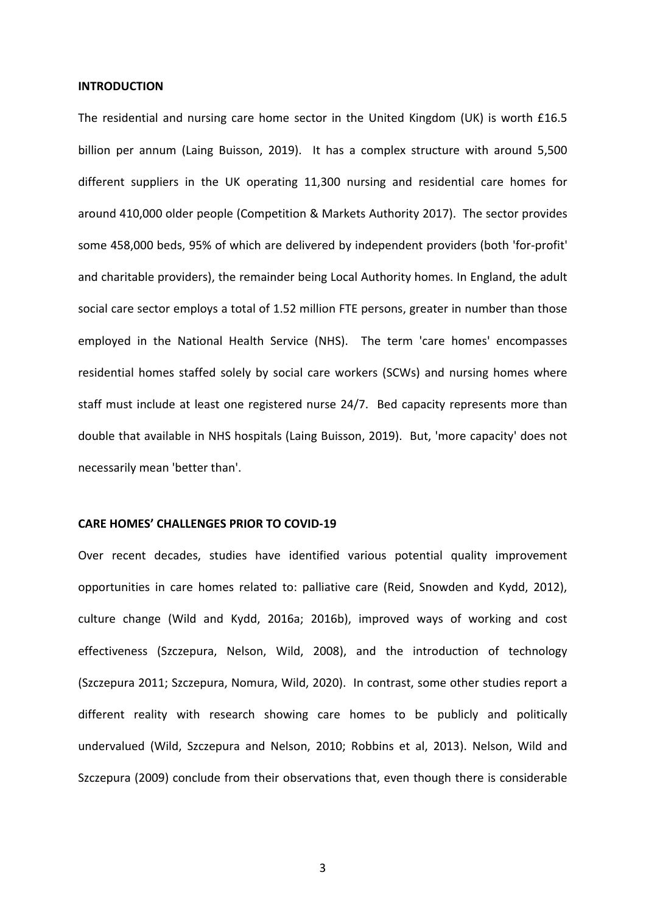## INTRODUCTION

The residential and nursing care home sector in the United Kingdom (UK) is worth £16.5 billion per annum (Laing Buisson, 2019). It has a complex structure with around 5,500 different suppliers in the UK operating 11,300 nursing and residential care homes for around 410,000 older people (Competition & Markets Authority 2017). The sector provides some 458,000 beds, 95% of which are delivered by independent providers (both 'for-profit' and charitable providers), the remainder being Local Authority homes. In England, the adult social care sector employs a total of 1.52 million FTE persons, greater in number than those employed in the National Health Service (NHS). The term 'care homes' encompasses residential homes staffed solely by social care workers (SCWs) and nursing homes where staff must include at least one registered nurse 24/7. Bed capacity represents more than double that available in NHS hospitals (Laing Buisson, 2019). But, 'more capacity' does not necessarily mean 'better than'.

## CARE HOMES' CHALLENGES PRIOR TO COVID-19

Over recent decades, studies have identified various potential quality improvement opportunities in care homes related to: palliative care (Reid, Snowden and Kydd, 2012), culture change (Wild and Kydd, 2016a; 2016b), improved ways of working and cost effectiveness (Szczepura, Nelson, Wild, 2008), and the introduction of technology (Szczepura 2011; Szczepura, Nomura, Wild, 2020). In contrast, some other studies report a different reality with research showing care homes to be publicly and politically undervalued (Wild, Szczepura and Nelson, 2010; Robbins et al, 2013). Nelson, Wild and Szczepura (2009) conclude from their observations that, even though there is considerable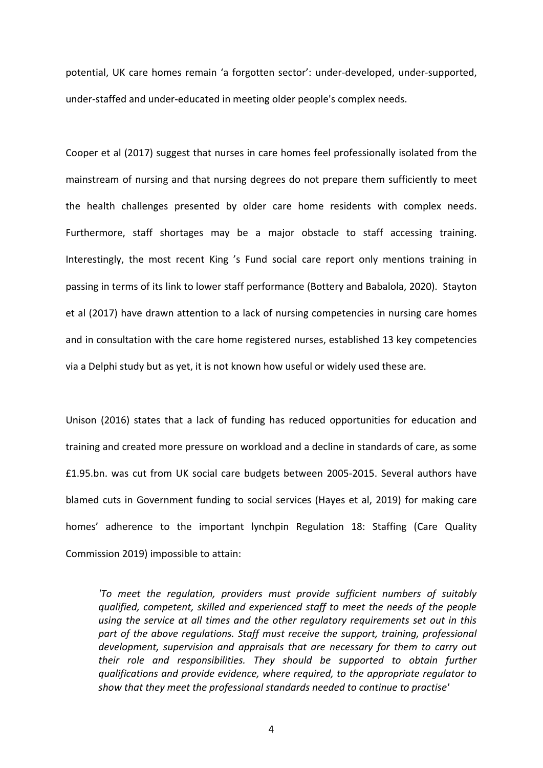potential, UK care homes remain 'a forgotten sector': under-developed, under-supported, under-staffed and under-educated in meeting older people's complex needs.

Cooper et al (2017) suggest that nurses in care homes feel professionally isolated from the mainstream of nursing and that nursing degrees do not prepare them sufficiently to meet the health challenges presented by older care home residents with complex needs. Furthermore, staff shortages may be a major obstacle to staff accessing training. Interestingly, the most recent King 's Fund social care report only mentions training in passing in terms of its link to lower staff performance (Bottery and Babalola, 2020). Stayton et al (2017) have drawn attention to a lack of nursing competencies in nursing care homes and in consultation with the care home registered nurses, established 13 key competencies via a Delphi study but as yet, it is not known how useful or widely used these are.

Unison (2016) states that a lack of funding has reduced opportunities for education and training and created more pressure on workload and a decline in standards of care, as some £1.95.bn. was cut from UK social care budgets between 2005-2015. Several authors have blamed cuts in Government funding to social services (Hayes et al, 2019) for making care homes' adherence to the important lynchpin Regulation 18: Staffing (Care Quality Commission 2019) impossible to attain:

> *'To meet the regulation, providers must provide sufficient numbers of suitably qualified, competent, skilled and experienced staff to meet the needs of the people using the service at all times and the other regulatory requirements set out in this part of the above regulations. Staff must receive the support, training, professional development, supervision and appraisals that are necessary for them to carry out their role and responsibilities. They should be supported to obtain further qualifications and provide evidence, where required, to the appropriate regulator to show that they meet the professional standards needed to continue to practise'*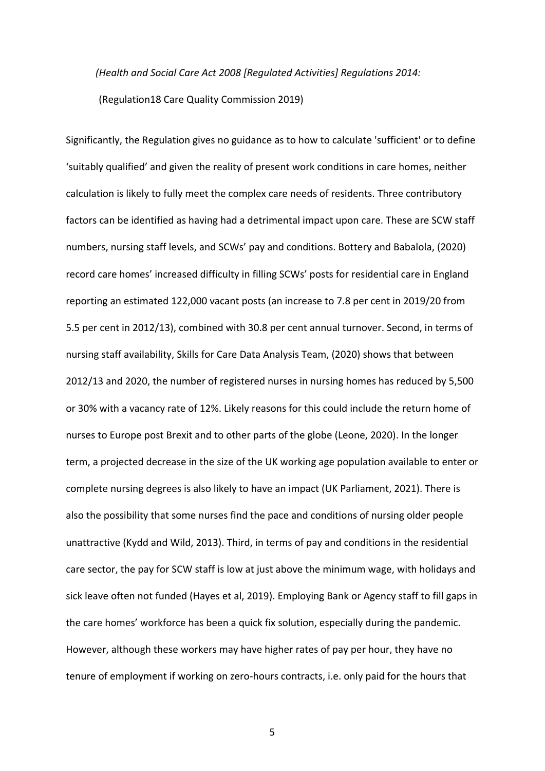*(Health and Social Care Act 2008 [Regulated Activities] Regulations 2014:*

(Regulation18 Care Quality Commission 2019)

Significantly, the Regulation gives no guidance as to how to calculate 'sufficient' or to define 'suitably qualified' and given the reality of present work conditions in care homes, neither calculation is likely to fully meet the complex care needs of residents. Three contributory factors can be identified as having had a detrimental impact upon care. These are SCW staff numbers, nursing staff levels, and SCWs' pay and conditions. Bottery and Babalola, (2020) record care homes' increased difficulty in filling SCWs' posts for residential care in England reporting an estimated 122,000 vacant posts (an increase to 7.8 per cent in 2019/20 from 5.5 per cent in 2012/13), combined with 30.8 per cent annual turnover. Second, in terms of nursing staff availability, Skills for Care Data Analysis Team, (2020) shows that between 2012/13 and 2020, the number of registered nurses in nursing homes has reduced by 5,500 or 30% with a vacancy rate of 12%. Likely reasons for this could include the return home of nurses to Europe post Brexit and to other parts of the globe (Leone, 2020). In the longer term, a projected decrease in the size of the UK working age population available to enter or complete nursing degrees is also likely to have an impact (UK Parliament, 2021). There is also the possibility that some nurses find the pace and conditions of nursing older people unattractive (Kydd and Wild, 2013). Third, in terms of pay and conditions in the residential care sector, the pay for SCW staff is low at just above the minimum wage, with holidays and sick leave often not funded (Hayes et al, 2019). Employing Bank or Agency staff to fill gaps in the care homes' workforce has been a quick fix solution, especially during the pandemic. However, although these workers may have higher rates of pay per hour, they have no tenure of employment if working on zero-hours contracts, i.e. only paid for the hours that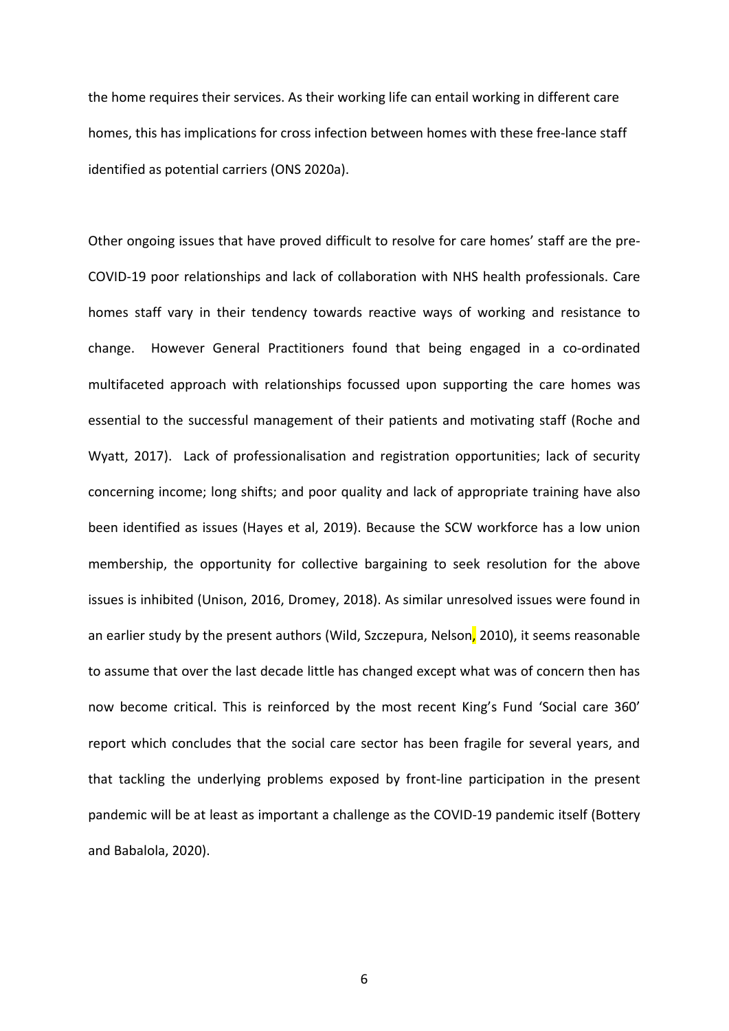the home requires their services. As their working life can entail working in different care homes, this has implications for cross infection between homes with these free-lance staff identified as potential carriers (ONS 2020a).

Other ongoing issues that have proved difficult to resolve for care homes' staff are the pre-COVID-19 poor relationships and lack of collaboration with NHS health professionals. Care homes staff vary in their tendency towards reactive ways of working and resistance to change. However General Practitioners found that being engaged in a co-ordinated multifaceted approach with relationships focussed upon supporting the care homes was essential to the successful management of their patients and motivating staff (Roche and Wyatt, 2017). Lack of professionalisation and registration opportunities; lack of security concerning income; long shifts; and poor quality and lack of appropriate training have also been identified as issues (Hayes et al, 2019). Because the SCW workforce has a low union membership, the opportunity for collective bargaining to seek resolution for the above issues is inhibited (Unison, 2016, Dromey, 2018). As similar unresolved issues were found in an earlier study by the present authors (Wild, Szczepura, Nelson, 2010), it seems reasonable to assume that over the last decade little has changed except what was of concern then has now become critical. This is reinforced by the most recent King's Fund 'Social care 360' report which concludes that the social care sector has been fragile for several years, and that tackling the underlying problems exposed by front-line participation in the present pandemic will be at least as important a challenge as the COVID-19 pandemic itself (Bottery and Babalola, 2020).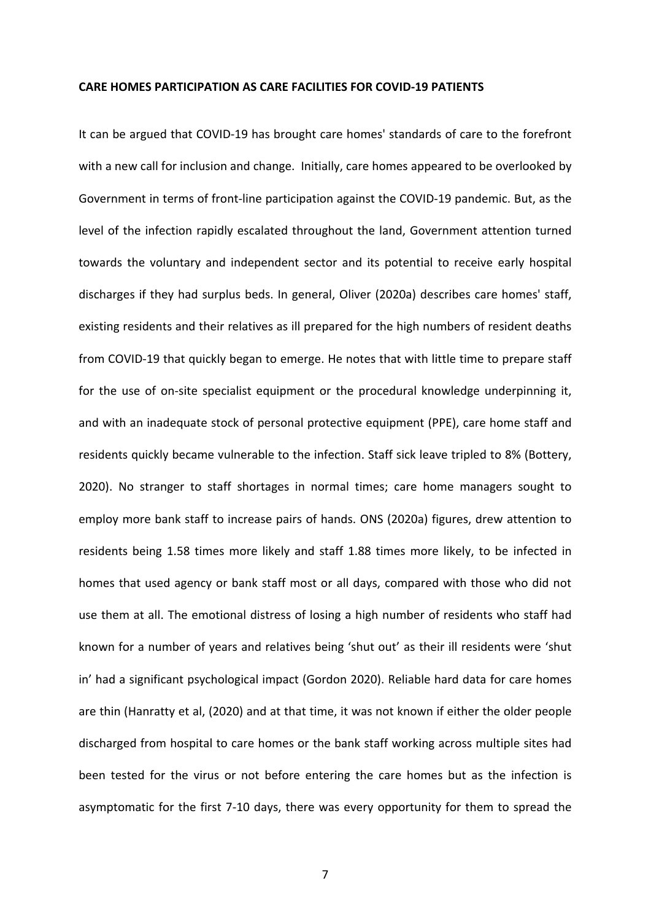**CARE HOMES PARTICIPATION AS CARE FACILITIES FOR COVID-19 PATIENTS**

It can be argued that COVID-19 has brought care homes' standards of care to the forefront with a new call for inclusion and change. Initially, care homes appeared to be overlooked by Government in terms of front-line participation against the COVID-19 pandemic. But, as the level of the infection rapidly escalated throughout the land, Government attention turned towards the voluntary and independent sector and its potential to receive early hospital discharges if they had surplus beds. In general, Oliver (2020a) describes care homes' staff, existing residents and their relatives as ill prepared for the high numbers of resident deaths from COVID-19 that quickly began to emerge. He notes that with little time to prepare staff for the use of on-site specialist equipment or the procedural knowledge underpinning it, and with an inadequate stock of personal protective equipment (PPE), care home staff and residents quickly became vulnerable to the infection. Staff sick leave tripled to 8% (Bottery, 2020). No stranger to staff shortages in normal times; care home managers sought to employ more bank staff to increase pairs of hands. ONS (2020a) figures, drew attention to residents being 1.58 times more likely and staff 1.88 times more likely, to be infected in homes that used agency or bank staff most or all days, compared with those who did not use them at all. The emotional distress of losing a high number of residents who staff had known for a number of years and relatives being 'shut out' as their ill residents were 'shut in' had a significant psychological impact (Gordon 2020). Reliable hard data for care homes are thin (Hanratty et al, (2020) and at that time, it was not known if either the older people discharged from hospital to care homes or the bank staff working across multiple sites had been tested for the virus or not before entering the care homes but as the infection is asymptomatic for the first 7-10 days, there was every opportunity for them to spread the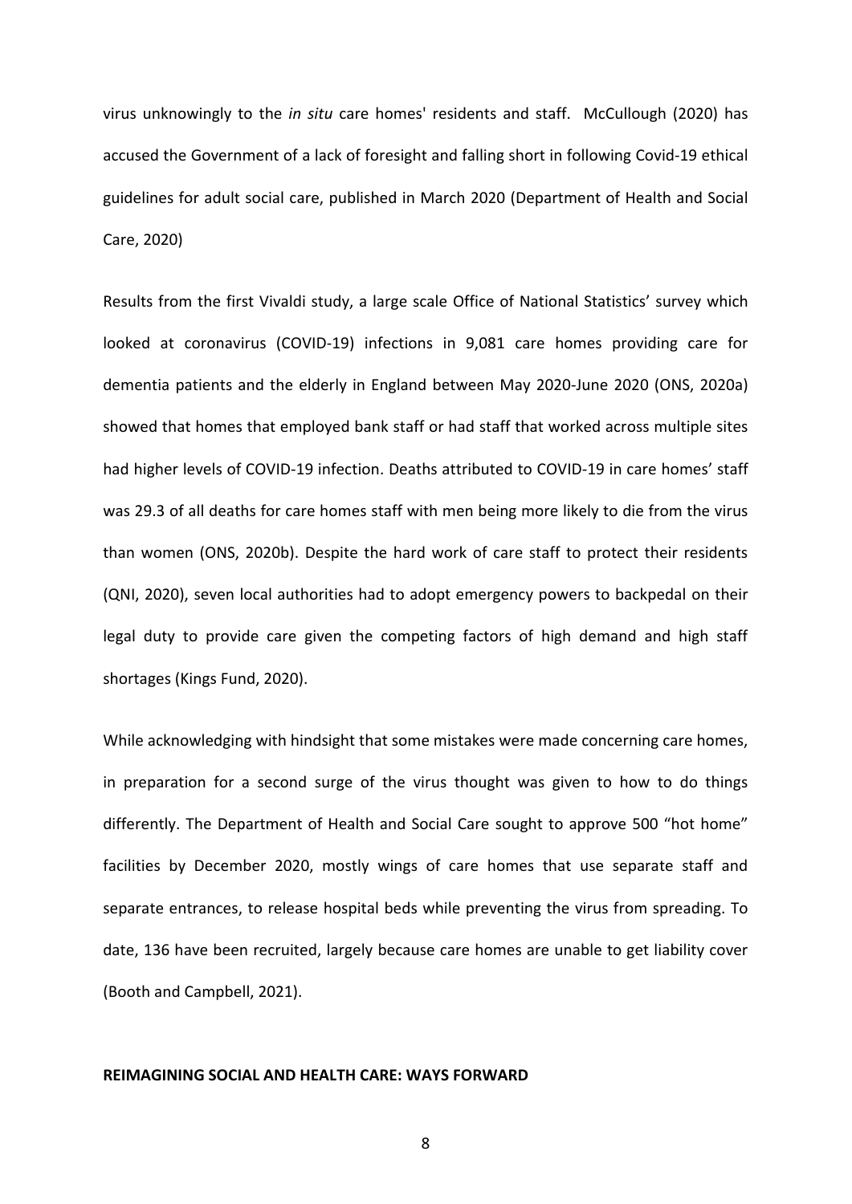virus unknowingly to the *in situ* care homes' residents and staff. McCullough (2020) has accused the Government of a lack of foresight and falling short in following Covid-19 ethical guidelines for adult social care, published in March 2020 (Department of Health and Social Care, 2020)

Results from the first Vivaldi study, a large scale Office of National Statistics' survey which looked at coronavirus (COVID-19) infections in 9,081 care homes providing care for dementia patients and the elderly in England between May 2020-June 2020 (ONS, 2020a) showed that homes that employed bank staff or had staff that worked across multiple sites had higher levels of COVID-19 infection. Deaths attributed to COVID-19 in care homes' staff was 29.3 of all deaths for care homes staff with men being more likely to die from the virus than women (ONS, 2020b). Despite the hard work of care staff to protect their residents (QNI, 2020), seven local authorities had to adopt emergency powers to backpedal on their legal duty to provide care given the competing factors of high demand and high staff shortages (Kings Fund, 2020).

While acknowledging with hindsight that some mistakes were made concerning care homes, in preparation for a second surge of the virus thought was given to how to do things differently. The Department of Health and Social Care sought to approve 500 "hot home" facilities by December 2020, mostly wings of care homes that use separate staff and separate entrances, to release hospital beds while preventing the virus from spreading. To date, 136 have been recruited, largely because care homes are unable to get liability cover (Booth and Campbell, 2021).

## REIMAGINING SOCIAL AND HEALTH CARE: WAYS FORWARD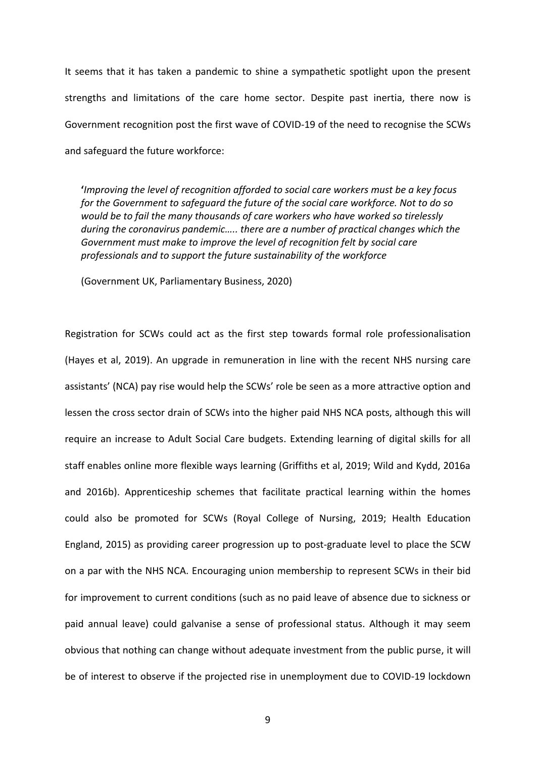It seems that it has taken a pandemic to shine a sympathetic spotlight upon the present strengths and limitations of the care home sector. Despite past inertia, there now is Government recognition post the first wave of COVID-19 of the need to recognise the SCWs and safeguard the future workforce:

> **'***Improving the level of recognition afforded to social care workers must be a key focus for the Government to safeguard the future of the social care workforce. Not to do so would be to fail the many thousands of care workers who have worked so tirelessly during the coronavirus pandemic….. there are a number of practical changes which the Government must make to improve the level of recognition felt by social care professionals and to support the future sustainability of the workforce*
>
> (Government UK, Parliamentary Business, 2020)

Registration for SCWs could act as the first step towards formal role professionalisation (Hayes et al, 2019). An upgrade in remuneration in line with the recent NHS nursing care assistants' (NCA) pay rise would help the SCWs' role be seen as a more attractive option and lessen the cross sector drain of SCWs into the higher paid NHS NCA posts, although this will require an increase to Adult Social Care budgets. Extending learning of digital skills for all staff enables online more flexible ways learning (Griffiths et al, 2019; Wild and Kydd, 2016a and 2016b). Apprenticeship schemes that facilitate practical learning within the homes could also be promoted for SCWs (Royal College of Nursing, 2019; Health Education England, 2015) as providing career progression up to post-graduate level to place the SCW on a par with the NHS NCA. Encouraging union membership to represent SCWs in their bid for improvement to current conditions (such as no paid leave of absence due to sickness or paid annual leave) could galvanise a sense of professional status. Although it may seem obvious that nothing can change without adequate investment from the public purse, it will be of interest to observe if the projected rise in unemployment due to COVID-19 lockdown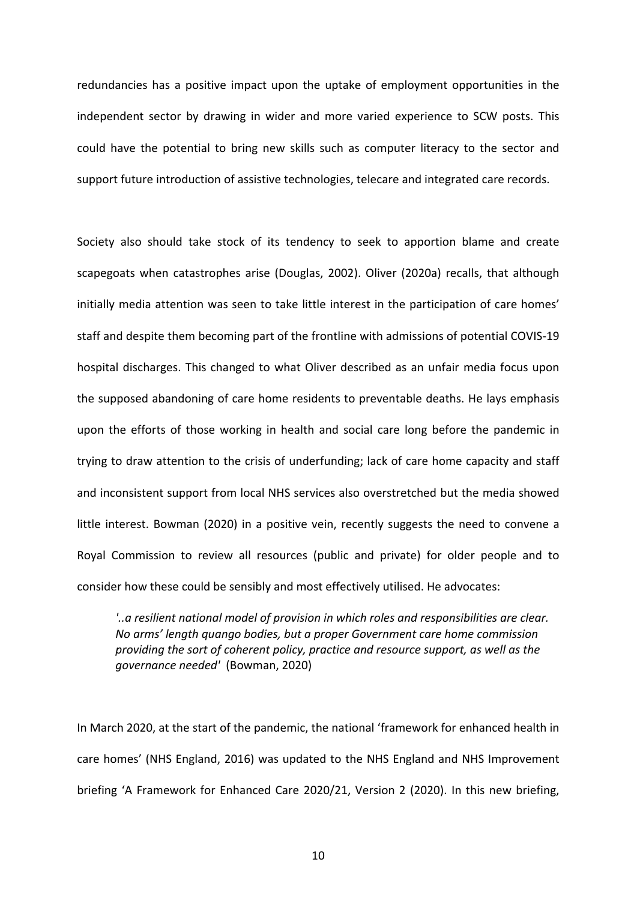redundancies has a positive impact upon the uptake of employment opportunities in the independent sector by drawing in wider and more varied experience to SCW posts. This could have the potential to bring new skills such as computer literacy to the sector and support future introduction of assistive technologies, telecare and integrated care records.

Society also should take stock of its tendency to seek to apportion blame and create scapegoats when catastrophes arise (Douglas, 2002). Oliver (2020a) recalls, that although initially media attention was seen to take little interest in the participation of care homes' staff and despite them becoming part of the frontline with admissions of potential COVIS-19 hospital discharges. This changed to what Oliver described as an unfair media focus upon the supposed abandoning of care home residents to preventable deaths. He lays emphasis upon the efforts of those working in health and social care long before the pandemic in trying to draw attention to the crisis of underfunding; lack of care home capacity and staff and inconsistent support from local NHS services also overstretched but the media showed little interest. Bowman (2020) in a positive vein, recently suggests the need to convene a Royal Commission to review all resources (public and private) for older people and to consider how these could be sensibly and most effectively utilised. He advocates:

> *'..a resilient national model of provision in which roles and responsibilities are clear. No arms' length quango bodies, but a proper Government care home commission providing the sort of coherent policy, practice and resource support, as well as the governance needed'* (Bowman, 2020)

In March 2020, at the start of the pandemic, the national 'framework for enhanced health in care homes' (NHS England, 2016) was updated to the NHS England and NHS Improvement briefing 'A Framework for Enhanced Care 2020/21, Version 2 (2020). In this new briefing,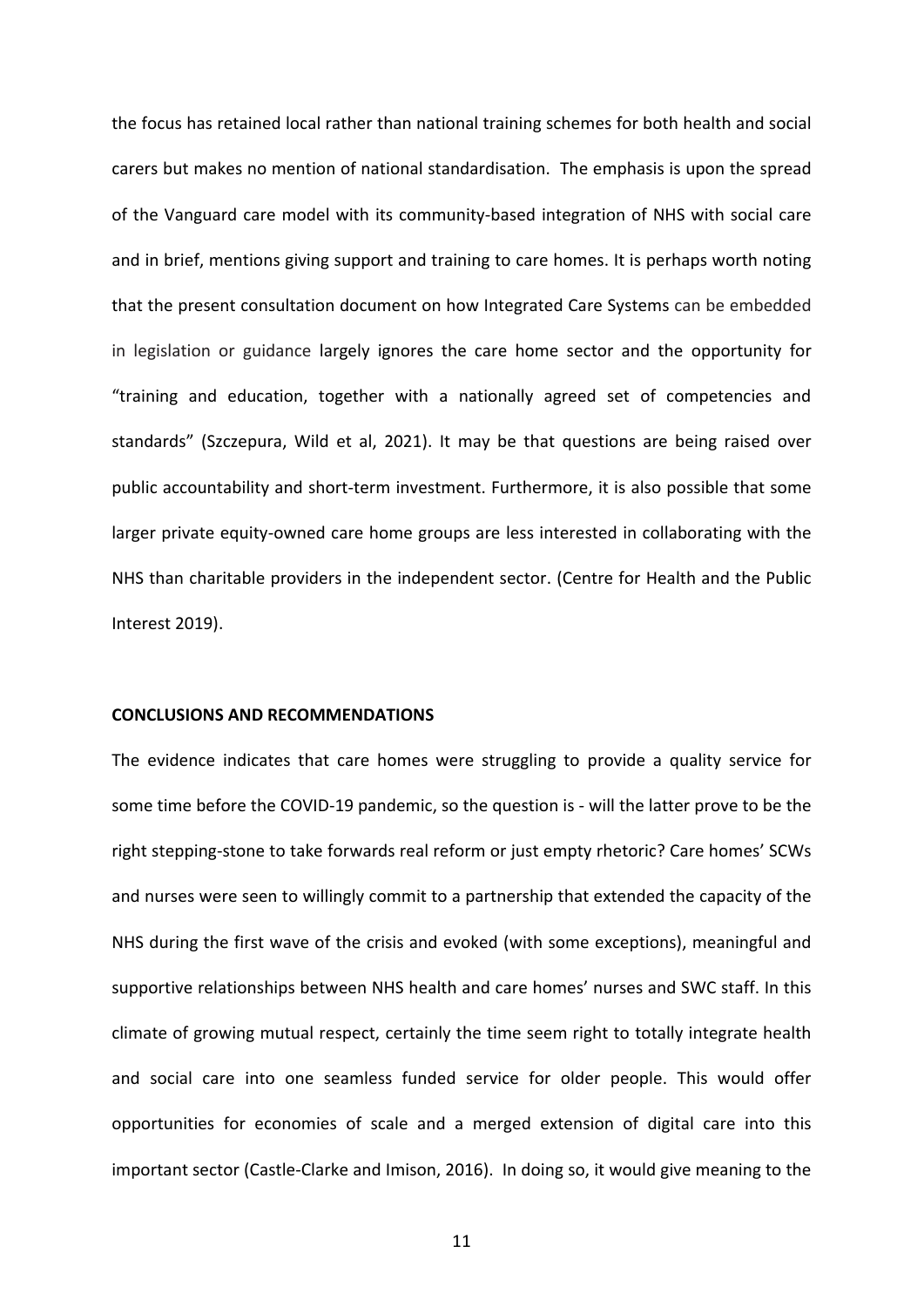the focus has retained local rather than national training schemes for both health and social carers but makes no mention of national standardisation. The emphasis is upon the spread of the Vanguard care model with its community-based integration of NHS with social care and in brief, mentions giving support and training to care homes. It is perhaps worth noting that the present consultation document on how Integrated Care Systems can be embedded in legislation or guidance largely ignores the care home sector and the opportunity for "training and education, together with a nationally agreed set of competencies and standards" (Szczepura, Wild et al, 2021). It may be that questions are being raised over public accountability and short-term investment. Furthermore, it is also possible that some larger private equity-owned care home groups are less interested in collaborating with the NHS than charitable providers in the independent sector. (Centre for Health and the Public Interest 2019).

**CONCLUSIONS AND RECOMMENDATIONS**

The evidence indicates that care homes were struggling to provide a quality service for some time before the COVID-19 pandemic, so the question is - will the latter prove to be the right stepping-stone to take forwards real reform or just empty rhetoric? Care homes' SCWs and nurses were seen to willingly commit to a partnership that extended the capacity of the NHS during the first wave of the crisis and evoked (with some exceptions), meaningful and supportive relationships between NHS health and care homes' nurses and SWC staff. In this climate of growing mutual respect, certainly the time seem right to totally integrate health and social care into one seamless funded service for older people. This would offer opportunities for economies of scale and a merged extension of digital care into this important sector (Castle-Clarke and Imison, 2016). In doing so, it would give meaning to the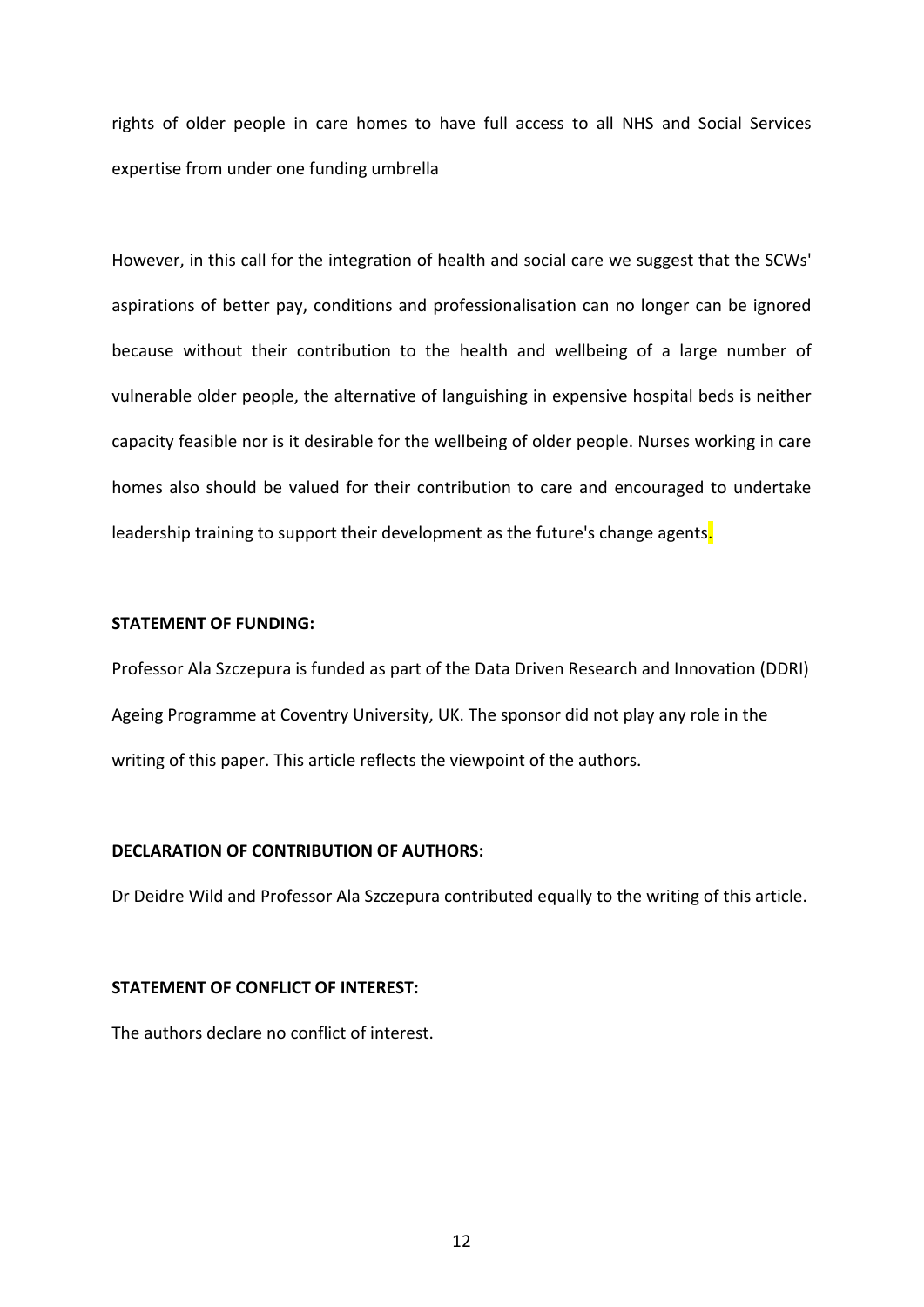rights of older people in care homes to have full access to all NHS and Social Services expertise from under one funding umbrella

However, in this call for the integration of health and social care we suggest that the SCWs' aspirations of better pay, conditions and professionalisation can no longer can be ignored because without their contribution to the health and wellbeing of a large number of vulnerable older people, the alternative of languishing in expensive hospital beds is neither capacity feasible nor is it desirable for the wellbeing of older people. Nurses working in care homes also should be valued for their contribution to care and encouraged to undertake leadership training to support their development as the future's change agents.

**STATEMENT OF FUNDING:**

Professor Ala Szczepura is funded as part of the Data Driven Research and Innovation (DDRI) Ageing Programme at Coventry University, UK. The sponsor did not play any role in the writing of this paper. This article reflects the viewpoint of the authors.

**DECLARATION OF CONTRIBUTION OF AUTHORS:**

Dr Deidre Wild and Professor Ala Szczepura contributed equally to the writing of this article.

**STATEMENT OF CONFLICT OF INTEREST:**

The authors declare no conflict of interest.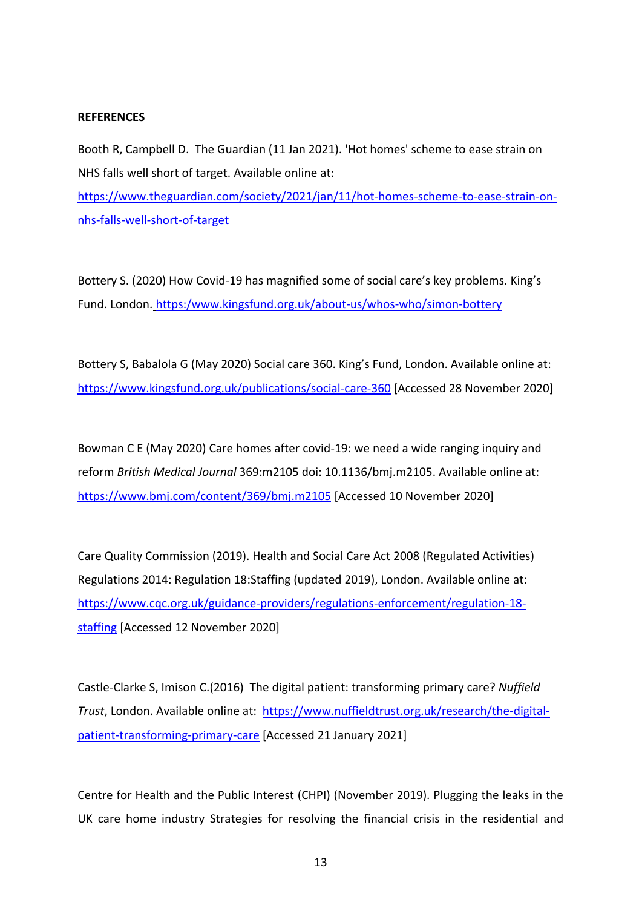**REFERENCES**

Booth R, Campbell D. The Guardian (11 Jan 2021). 'Hot homes' scheme to ease strain on NHS falls well short of target. Available online at: https://www.theguardian.com/society/2021/jan/11/hot-homes-scheme-to-ease-strain-on-nhs-falls-well-short-of-target

Bottery S. (2020) How Covid-19 has magnified some of social care's key problems. King's Fund. London. https:/www.kingsfund.org.uk/about-us/whos-who/simon-bottery

Bottery S, Babalola G (May 2020) Social care 360. King's Fund, London. Available online at: https://www.kingsfund.org.uk/publications/social-care-360 [Accessed 28 November 2020]

Bowman C E (May 2020) Care homes after covid-19: we need a wide ranging inquiry and reform *British Medical Journal* 369:m2105 doi: 10.1136/bmj.m2105. Available online at: https://www.bmj.com/content/369/bmj.m2105 [Accessed 10 November 2020]

Care Quality Commission (2019). Health and Social Care Act 2008 (Regulated Activities) Regulations 2014: Regulation 18:Staffing (updated 2019), London. Available online at: https://www.cqc.org.uk/guidance-providers/regulations-enforcement/regulation-18-staffing [Accessed 12 November 2020]

Castle-Clarke S, Imison C.(2016) The digital patient: transforming primary care? *Nuffield Trust*, London. Available online at: https://www.nuffieldtrust.org.uk/research/the-digital-patient-transforming-primary-care [Accessed 21 January 2021]

Centre for Health and the Public Interest (CHPI) (November 2019). Plugging the leaks in the UK care home industry Strategies for resolving the financial crisis in the residential and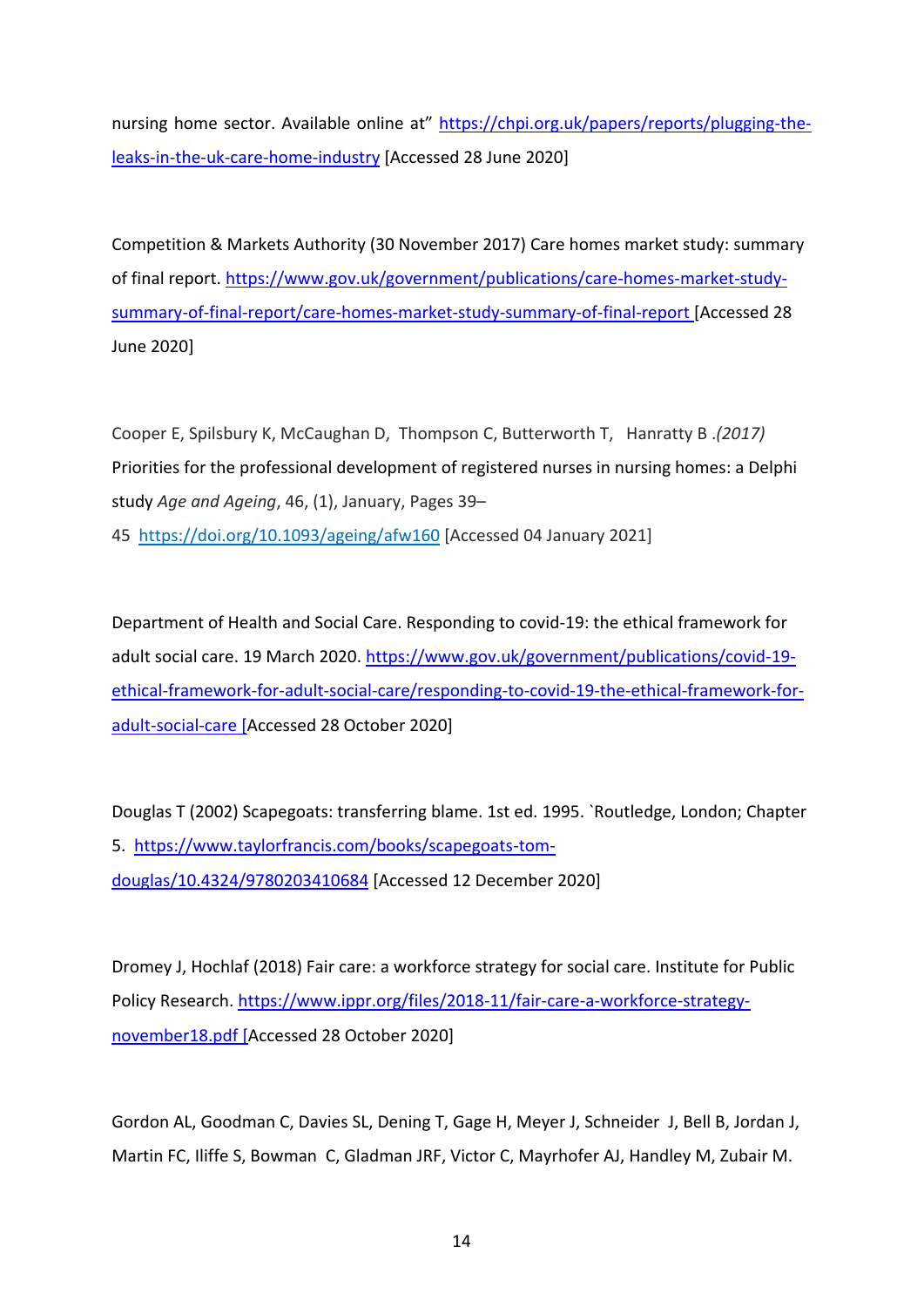nursing home sector. Available online at" https://chpi.org.uk/papers/reports/plugging-the-leaks-in-the-uk-care-home-industry [Accessed 28 June 2020]

Competition & Markets Authority (30 November 2017) Care homes market study: summary of final report. https://www.gov.uk/government/publications/care-homes-market-study-summary-of-final-report/care-homes-market-study-summary-of-final-report [Accessed 28 June 2020]

Cooper E, Spilsbury K, McCaughan D, Thompson C, Butterworth T, Hanratty B .*(2017)* Priorities for the professional development of registered nurses in nursing homes: a Delphi study *Age and Ageing*, 46, (1), January, Pages 39–45 https://doi.org/10.1093/ageing/afw160 [Accessed 04 January 2021]

Department of Health and Social Care. Responding to covid-19: the ethical framework for adult social care. 19 March 2020. https://www.gov.uk/government/publications/covid-19-ethical-framework-for-adult-social-care/responding-to-covid-19-the-ethical-framework-for-adult-social-care [Accessed 28 October 2020]

Douglas T (2002) Scapegoats: transferring blame. 1st ed. 1995. `Routledge, London; Chapter 5. https://www.taylorfrancis.com/books/scapegoats-tom-douglas/10.4324/9780203410684 [Accessed 12 December 2020]

Dromey J, Hochlaf (2018) Fair care: a workforce strategy for social care. Institute for Public Policy Research. https://www.ippr.org/files/2018-11/fair-care-a-workforce-strategy-november18.pdf [Accessed 28 October 2020]

Gordon AL, Goodman C, Davies SL, Dening T, Gage H, Meyer J, Schneider J, Bell B, Jordan J, Martin FC, Iliffe S, Bowman C, Gladman JRF, Victor C, Mayrhofer AJ, Handley M, Zubair M.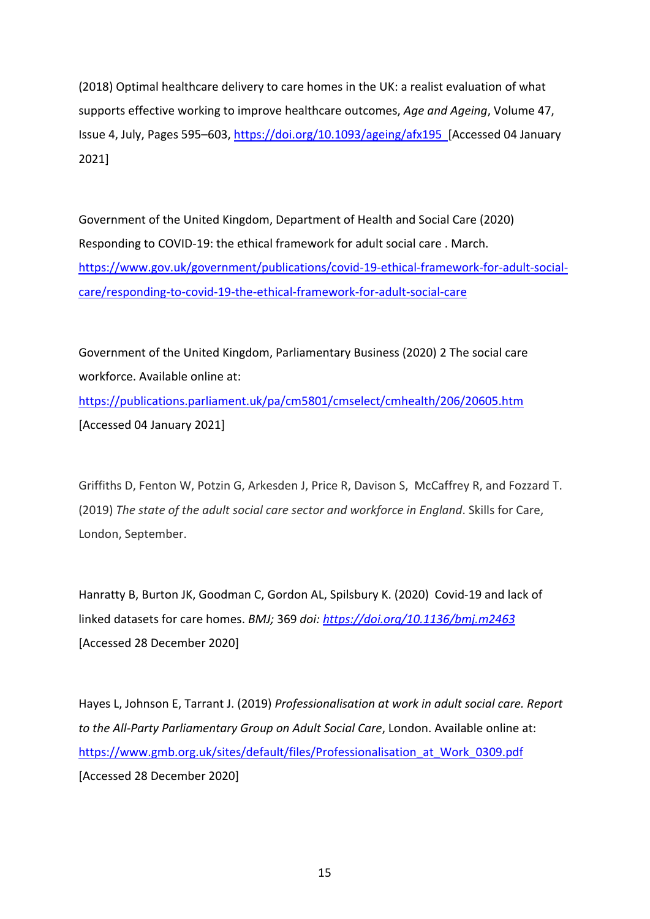(2018) Optimal healthcare delivery to care homes in the UK: a realist evaluation of what supports effective working to improve healthcare outcomes, *Age and Ageing*, Volume 47, Issue 4, July, Pages 595–603, https://doi.org/10.1093/ageing/afx195 [Accessed 04 January 2021]

Government of the United Kingdom, Department of Health and Social Care (2020) Responding to COVID-19: the ethical framework for adult social care . March. https://www.gov.uk/government/publications/covid-19-ethical-framework-for-adult-social-care/responding-to-covid-19-the-ethical-framework-for-adult-social-care

Government of the United Kingdom, Parliamentary Business (2020) 2 The social care workforce. Available online at: https://publications.parliament.uk/pa/cm5801/cmselect/cmhealth/206/20605.htm [Accessed 04 January 2021]

Griffiths D, Fenton W, Potzin G, Arkesden J, Price R, Davison S, McCaffrey R, and Fozzard T. (2019) *The state of the adult social care sector and workforce in England*. Skills for Care, London, September.

Hanratty B, Burton JK, Goodman C, Gordon AL, Spilsbury K. (2020) Covid-19 and lack of linked datasets for care homes. *BMJ;* 369 *doi: https://doi.org/10.1136/bmj.m2463* [Accessed 28 December 2020]

Hayes L, Johnson E, Tarrant J. (2019) *Professionalisation at work in adult social care. Report to the All-Party Parliamentary Group on Adult Social Care*, London. Available online at: https://www.gmb.org.uk/sites/default/files/Professionalisation_at_Work_0309.pdf [Accessed 28 December 2020]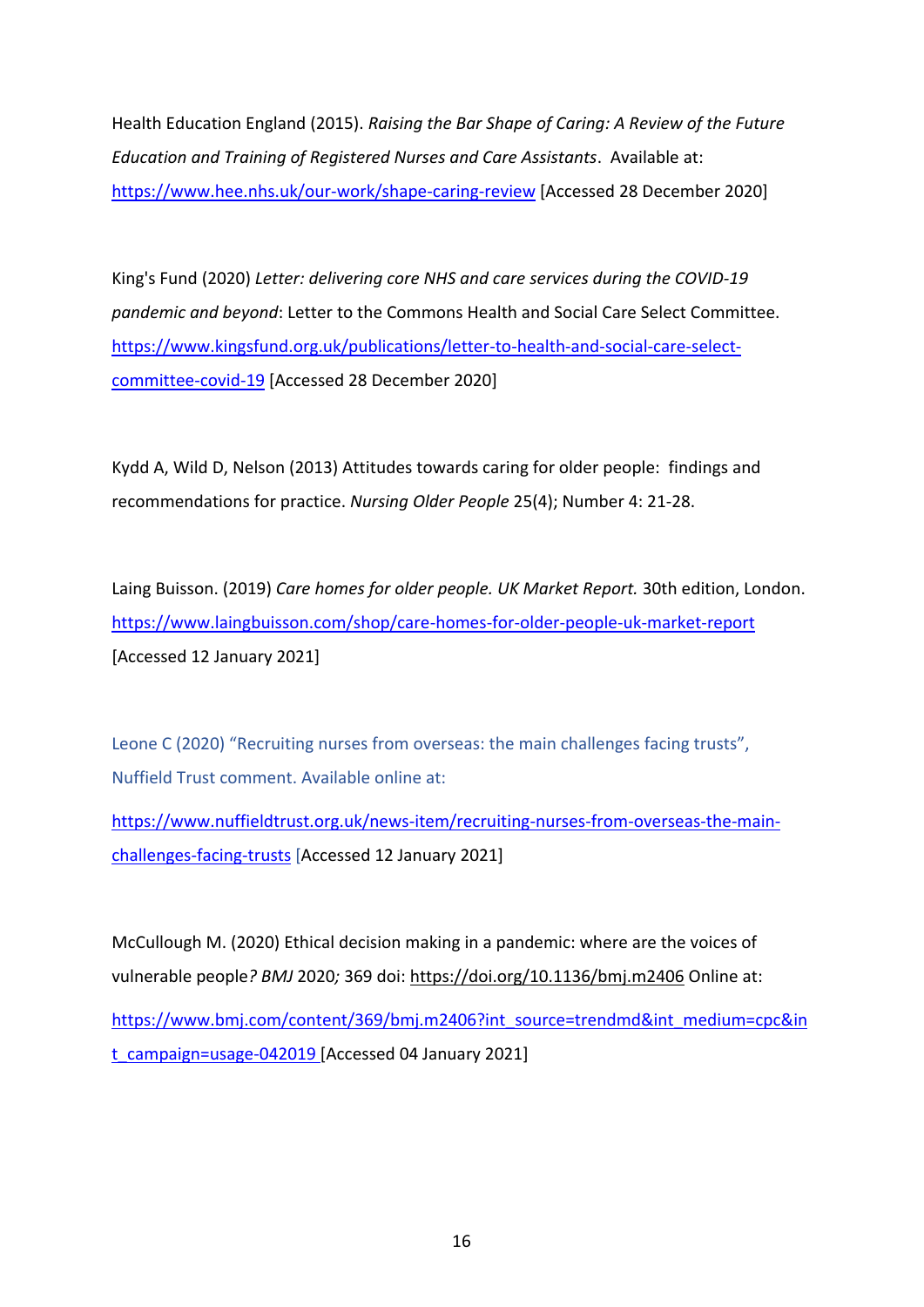Health Education England (2015). *Raising the Bar Shape of Caring: A Review of the Future Education and Training of Registered Nurses and Care Assistants*. Available at: https://www.hee.nhs.uk/our-work/shape-caring-review [Accessed 28 December 2020]

King's Fund (2020) *Letter: delivering core NHS and care services during the COVID-19 pandemic and beyond*: Letter to the Commons Health and Social Care Select Committee. https://www.kingsfund.org.uk/publications/letter-to-health-and-social-care-select-committee-covid-19 [Accessed 28 December 2020]

Kydd A, Wild D, Nelson (2013) Attitudes towards caring for older people: findings and recommendations for practice. *Nursing Older People* 25(4); Number 4: 21-28.

Laing Buisson. (2019) *Care homes for older people. UK Market Report.* 30th edition, London. https://www.laingbuisson.com/shop/care-homes-for-older-people-uk-market-report [Accessed 12 January 2021]

Leone C (2020) "Recruiting nurses from overseas: the main challenges facing trusts", Nuffield Trust comment. Available online at:

https://www.nuffieldtrust.org.uk/news-item/recruiting-nurses-from-overseas-the-main-challenges-facing-trusts [Accessed 12 January 2021]

McCullough M. (2020) Ethical decision making in a pandemic: where are the voices of vulnerable people*? BMJ* 2020*;* 369 doi: https://doi.org/10.1136/bmj.m2406 Online at:

https://www.bmj.com/content/369/bmj.m2406?int_source=trendmd&int_medium=cpc&int_campaign=usage-042019 [Accessed 04 January 2021]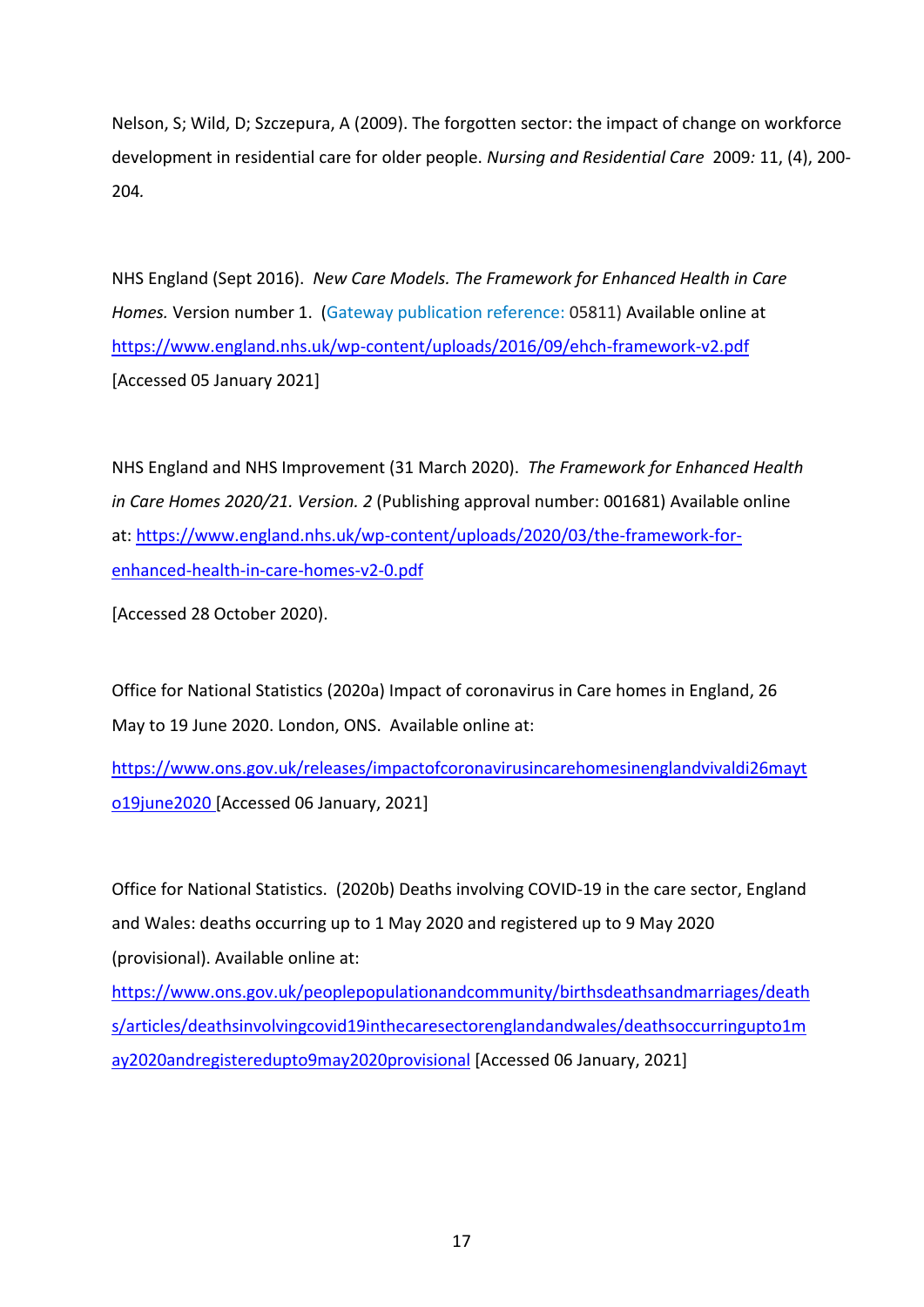Nelson, S; Wild, D; Szczepura, A (2009). The forgotten sector: the impact of change on workforce development in residential care for older people. *Nursing and Residential Care* 2009*:* 11, (4), 200-204*.*

NHS England (Sept 2016). *New Care Models. The Framework for Enhanced Health in Care Homes.* Version number 1. (Gateway publication reference: 05811) Available online at https://www.england.nhs.uk/wp-content/uploads/2016/09/ehch-framework-v2.pdf [Accessed 05 January 2021]

NHS England and NHS Improvement (31 March 2020). *The Framework for Enhanced Health in Care Homes 2020/21. Version. 2* (Publishing approval number: 001681) Available online at: https://www.england.nhs.uk/wp-content/uploads/2020/03/the-framework-for-enhanced-health-in-care-homes-v2-0.pdf

[Accessed 28 October 2020).

Office for National Statistics (2020a) Impact of coronavirus in Care homes in England, 26 May to 19 June 2020. London, ONS. Available online at:

https://www.ons.gov.uk/releases/impactofcoronavirusincarehomesinenglandvivaldi26mayto19june2020 [Accessed 06 January, 2021]

Office for National Statistics. (2020b) Deaths involving COVID-19 in the care sector, England and Wales: deaths occurring up to 1 May 2020 and registered up to 9 May 2020 (provisional). Available online at: https://www.ons.gov.uk/peoplepopulationandcommunity/birthsdeathsandmarriages/deaths/articles/deathsinvolvingcovid19inthecaresectorenglandandwales/deathsoccurringupto1may2020andregisteredupto9may2020provisional [Accessed 06 January, 2021]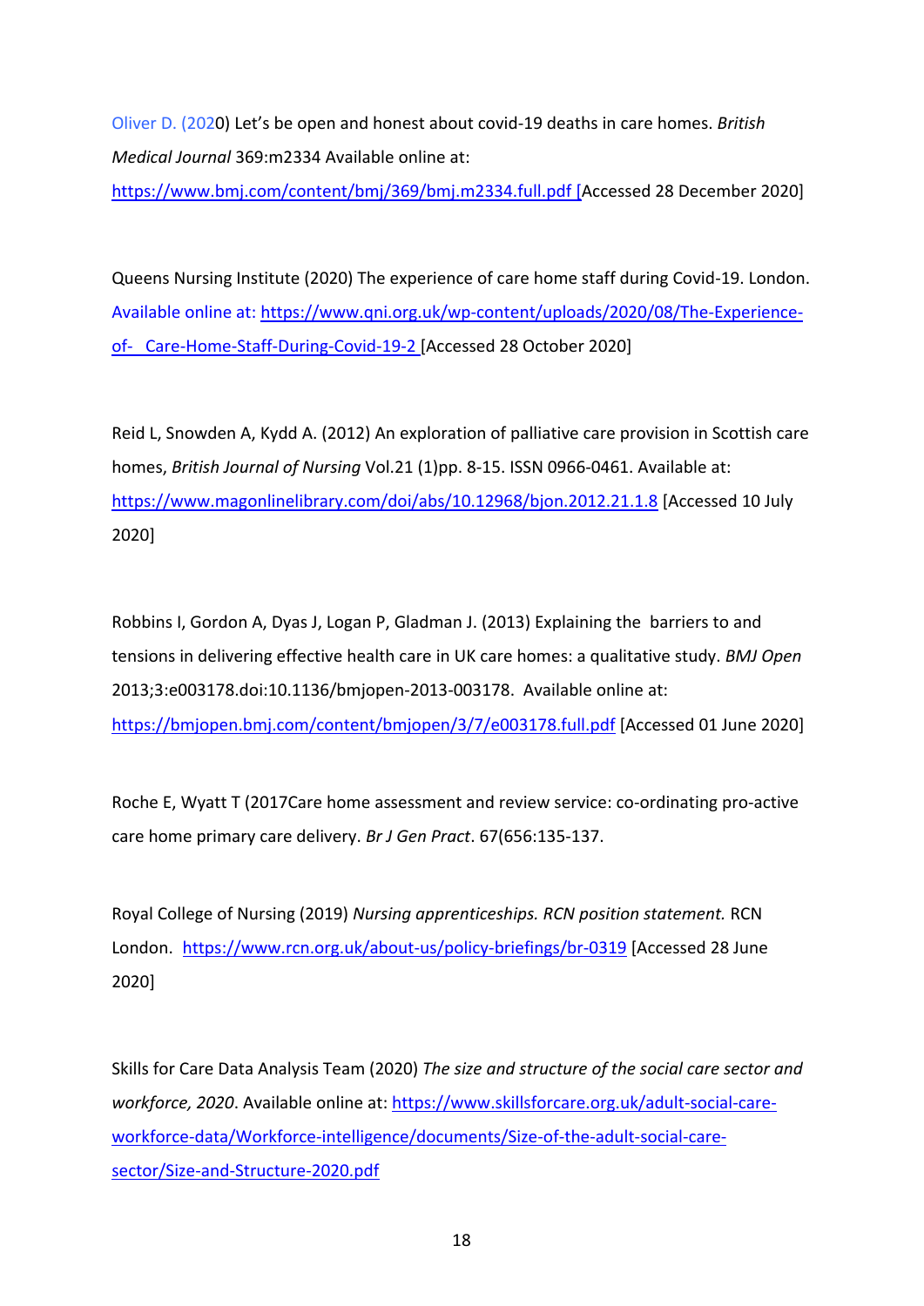Oliver D. (2020) Let's be open and honest about covid-19 deaths in care homes. *British Medical Journal* 369:m2334 Available online at: https://www.bmj.com/content/bmj/369/bmj.m2334.full.pdf [Accessed 28 December 2020]

Queens Nursing Institute (2020) The experience of care home staff during Covid-19. London. Available online at: https://www.qni.org.uk/wp-content/uploads/2020/08/The-Experience-of- Care-Home-Staff-During-Covid-19-2 [Accessed 28 October 2020]

Reid L, Snowden A, Kydd A. (2012) An exploration of palliative care provision in Scottish care homes, *British Journal of Nursing* Vol.21 (1)pp. 8-15. ISSN 0966-0461. Available at: https://www.magonlinelibrary.com/doi/abs/10.12968/bjon.2012.21.1.8 [Accessed 10 July 2020]

Robbins I, Gordon A, Dyas J, Logan P, Gladman J. (2013) Explaining the barriers to and tensions in delivering effective health care in UK care homes: a qualitative study. *BMJ Open* 2013;3:e003178.doi:10.1136/bmjopen-2013-003178. Available online at: https://bmjopen.bmj.com/content/bmjopen/3/7/e003178.full.pdf [Accessed 01 June 2020]

Roche E, Wyatt T (2017Care home assessment and review service: co-ordinating pro-active care home primary care delivery. *Br J Gen Pract*. 67(656:135-137.

Royal College of Nursing (2019) *Nursing apprenticeships. RCN position statement.* RCN London. https://www.rcn.org.uk/about-us/policy-briefings/br-0319 [Accessed 28 June 2020]

Skills for Care Data Analysis Team (2020) *The size and structure of the social care sector and workforce, 2020*. Available online at: https://www.skillsforcare.org.uk/adult-social-care-workforce-data/Workforce-intelligence/documents/Size-of-the-adult-social-care-sector/Size-and-Structure-2020.pdf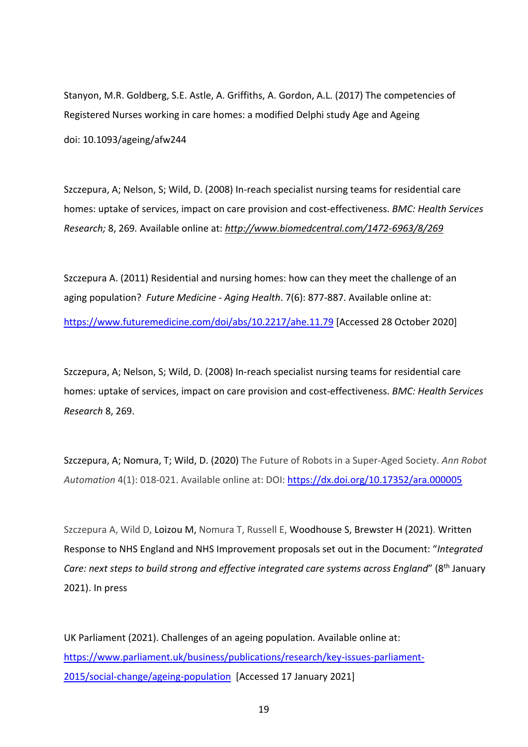Stanyon, M.R. Goldberg, S.E. Astle, A. Griffiths, A. Gordon, A.L. (2017) The competencies of Registered Nurses working in care homes: a modified Delphi study Age and Ageing

doi: 10.1093/ageing/afw244

Szczepura, A; Nelson, S; Wild, D. (2008) In-reach specialist nursing teams for residential care homes: uptake of services, impact on care provision and cost-effectiveness. *BMC: Health Services Research;* 8, 269*.* Available online at: *http://www.biomedcentral.com/1472-6963/8/269*

Szczepura A. (2011) Residential and nursing homes: how can they meet the challenge of an aging population? *Future Medicine - Aging Health*. 7(6): 877-887. Available online at: https://www.futuremedicine.com/doi/abs/10.2217/ahe.11.79 [Accessed 28 October 2020]

Szczepura, A; Nelson, S; Wild, D. (2008) In-reach specialist nursing teams for residential care homes: uptake of services, impact on care provision and cost-effectiveness. *BMC: Health Services Research* 8, 269.

Szczepura, A; Nomura, T; Wild, D. (2020) The Future of Robots in a Super-Aged Society. *Ann Robot Automation* 4(1): 018-021. Available online at: DOI: https://dx.doi.org/10.17352/ara.000005

Szczepura A, Wild D, Loizou M, Nomura T, Russell E, Woodhouse S, Brewster H (2021). Written Response to NHS England and NHS Improvement proposals set out in the Document: "*Integrated Care: next steps to build strong and effective integrated care systems across England*" (8th January 2021). In press

UK Parliament (2021). Challenges of an ageing population. Available online at: https://www.parliament.uk/business/publications/research/key-issues-parliament-2015/social-change/ageing-population [Accessed 17 January 2021]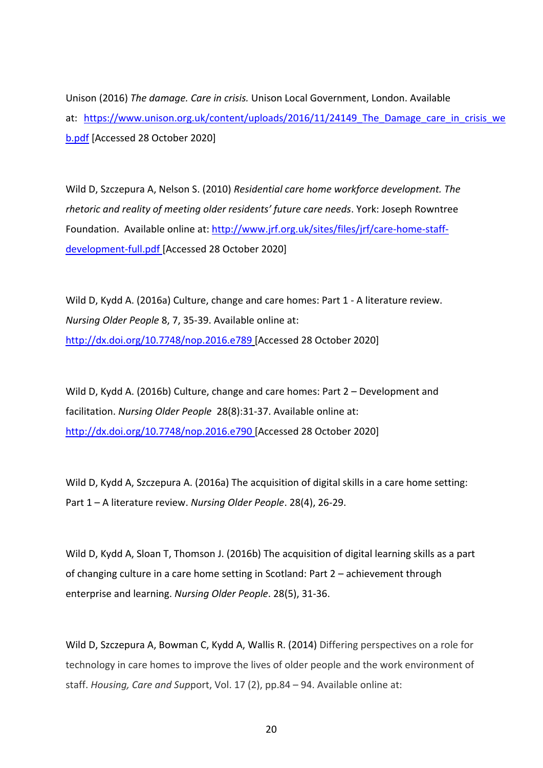Unison (2016) *The damage. Care in crisis.* Unison Local Government, London. Available at: https://www.unison.org.uk/content/uploads/2016/11/24149_The_Damage_care_in_crisis_web.pdf [Accessed 28 October 2020]

Wild D, Szczepura A, Nelson S. (2010) *Residential care home workforce development. The rhetoric and reality of meeting older residents' future care needs*. York: Joseph Rowntree Foundation. Available online at: http://www.jrf.org.uk/sites/files/jrf/care-home-staff-development-full.pdf [Accessed 28 October 2020]

Wild D, Kydd A. (2016a) Culture, change and care homes: Part 1 - A literature review. *Nursing Older People* 8, 7, 35-39. Available online at: http://dx.doi.org/10.7748/nop.2016.e789 [Accessed 28 October 2020]

Wild D, Kydd A. (2016b) Culture, change and care homes: Part 2 – Development and facilitation. *Nursing Older People* 28(8):31-37. Available online at: http://dx.doi.org/10.7748/nop.2016.e790 [Accessed 28 October 2020]

Wild D, Kydd A, Szczepura A. (2016a) The acquisition of digital skills in a care home setting: Part 1 – A literature review. *Nursing Older People*. 28(4), 26-29.

Wild D, Kydd A, Sloan T, Thomson J. (2016b) The acquisition of digital learning skills as a part of changing culture in a care home setting in Scotland: Part 2 – achievement through enterprise and learning. *Nursing Older People*. 28(5), 31-36.

Wild D, Szczepura A, Bowman C, Kydd A, Wallis R. (2014) Differing perspectives on a role for technology in care homes to improve the lives of older people and the work environment of staff. *Housing, Care and Support*, Vol. 17 (2), pp.84 – 94. Available online at: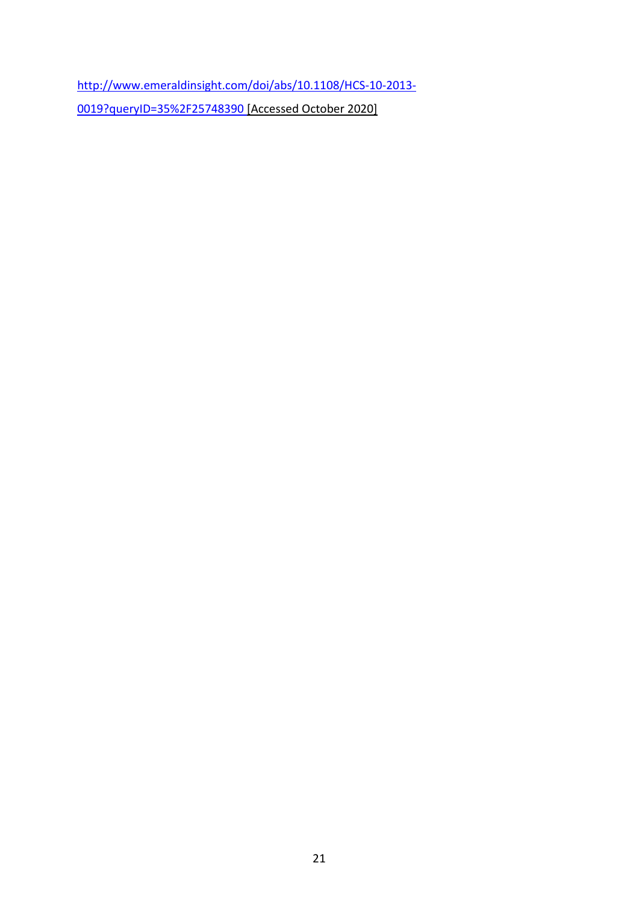http://www.emeraldinsight.com/doi/abs/10.1108/HCS-10-2013-0019?queryID=35%2F25748390 [Accessed October 2020]